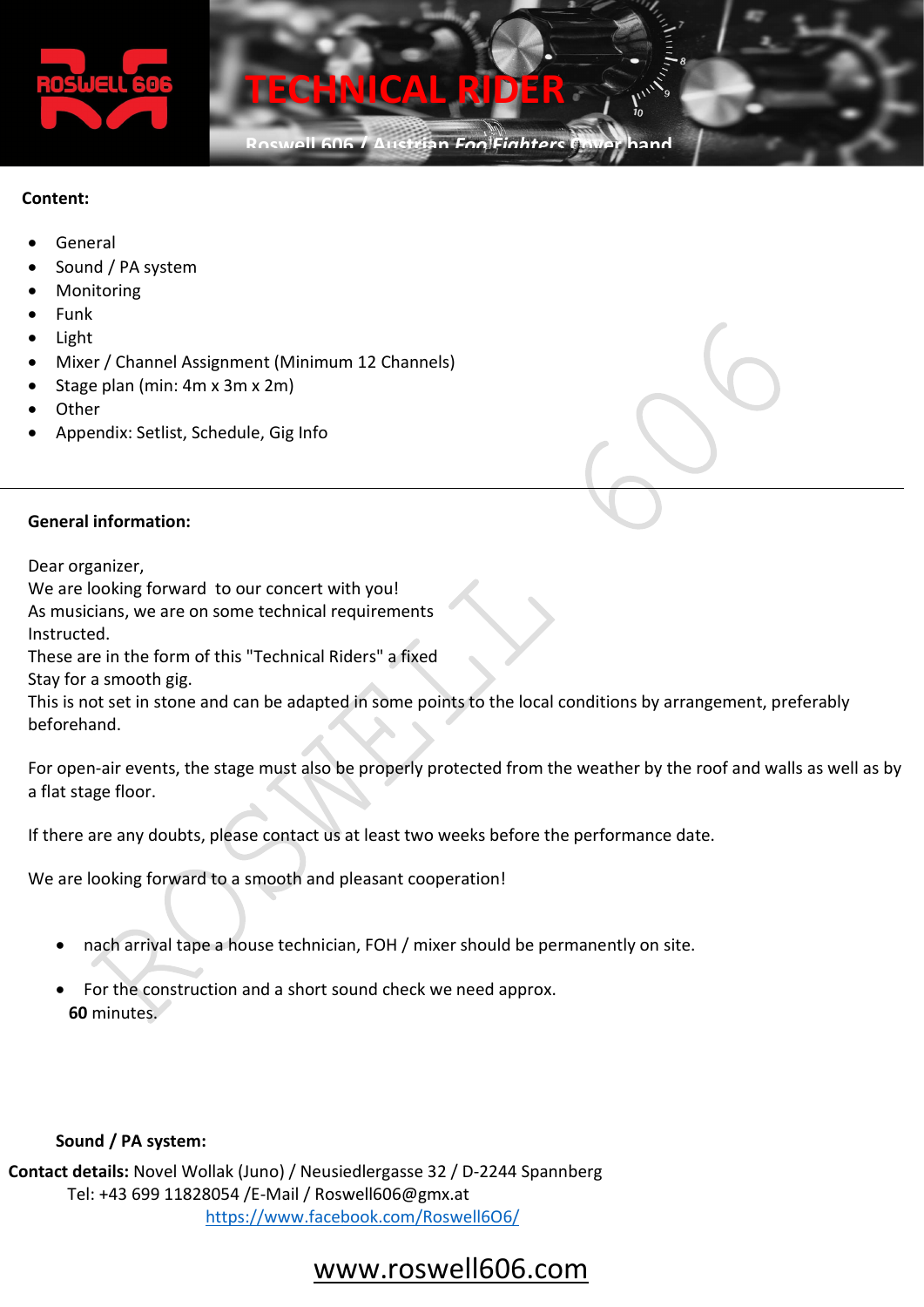# TECHNICAL RIDER

Roswell 606 / Austrian *Foo Fighters* Cover band

**Content:**

- General
- Sound / PA system
- Monitoring
- Funk
- Light
- Mixer / Channel Assignment (Minimum 12 Channels)
- Stage plan (min: 4m x 3m x 2m)
- Other
- Appendix: Setlist, Schedule, Gig Info

---

**General information:**

Dear organizer,
We are looking forward to our concert with you!
As musicians, we are on some technical requirements
Instructed.
These are in the form of this "Technical Riders" a fixed
Stay for a smooth gig.
This is not set in stone and can be adapted in some points to the local conditions by arrangement, preferably beforehand.

For open-air events, the stage must also be properly protected from the weather by the roof and walls as well as by a flat stage floor.

If there are any doubts, please contact us at least two weeks before the performance date.

We are looking forward to a smooth and pleasant cooperation!

- nach arrival tape a house technician, FOH / mixer should be permanently on site.
- For the construction and a short sound check we need approx. **60** minutes.

**Sound / PA system:**

**Contact details:** Novel Wollak (Juno) / Neusiedlergasse 32 / D-2244 Spannberg
Tel: +43 699 11828054 /E-Mail / Roswell606@gmx.at
https://www.facebook.com/Roswell6O6/

www.roswell606.com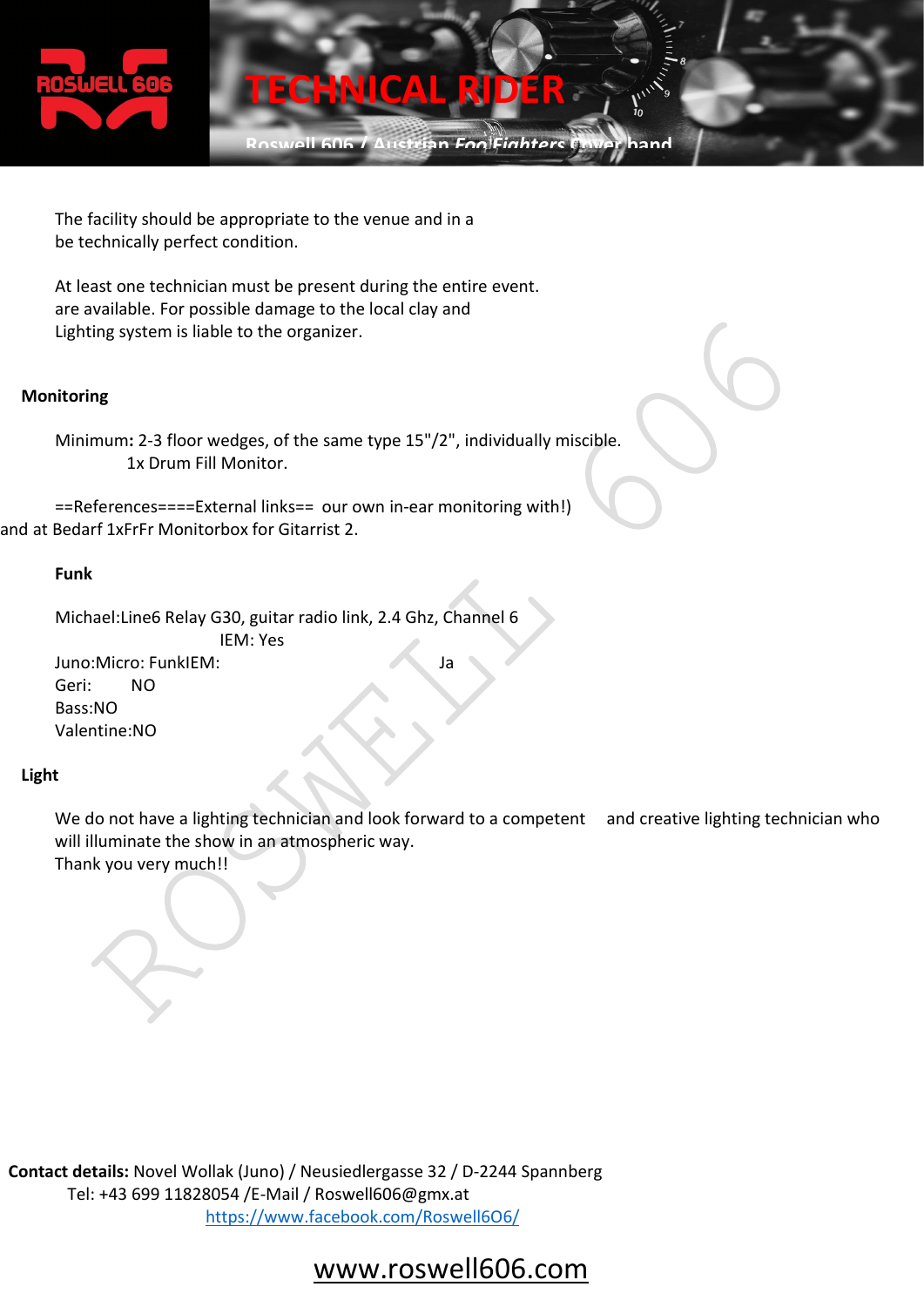# TECHNICAL RIDER

Roswell 606 / Austrian *Foo Fighters* Cover band

The facility should be appropriate to the venue and in a be technically perfect condition.

At least one technician must be present during the entire event. are available. For possible damage to the local clay and Lighting system is liable to the organizer.

**Monitoring**

Minimum**:** 2-3 floor wedges, of the same type 15"/2", individually miscible.
1x Drum Fill Monitor.

==References====External links== our own in-ear monitoring with!) and at Bedarf 1xFrFr Monitorbox for Gitarrist 2.

**Funk**

Michael:Line6 Relay G30, guitar radio link, 2.4 Ghz, Channel 6
IEM: Yes
Juno:Micro: FunkIEM: Ja
Geri: NO
Bass:NO
Valentine:NO

**Light**

We do not have a lighting technician and look forward to a competent and creative lighting technician who will illuminate the show in an atmospheric way.
Thank you very much!!

**Contact details:** Novel Wollak (Juno) / Neusiedlergasse 32 / D-2244 Spannberg
Tel: +43 699 11828054 /E-Mail / Roswell606@gmx.at
https://www.facebook.com/Roswell6O6/

www.roswell606.com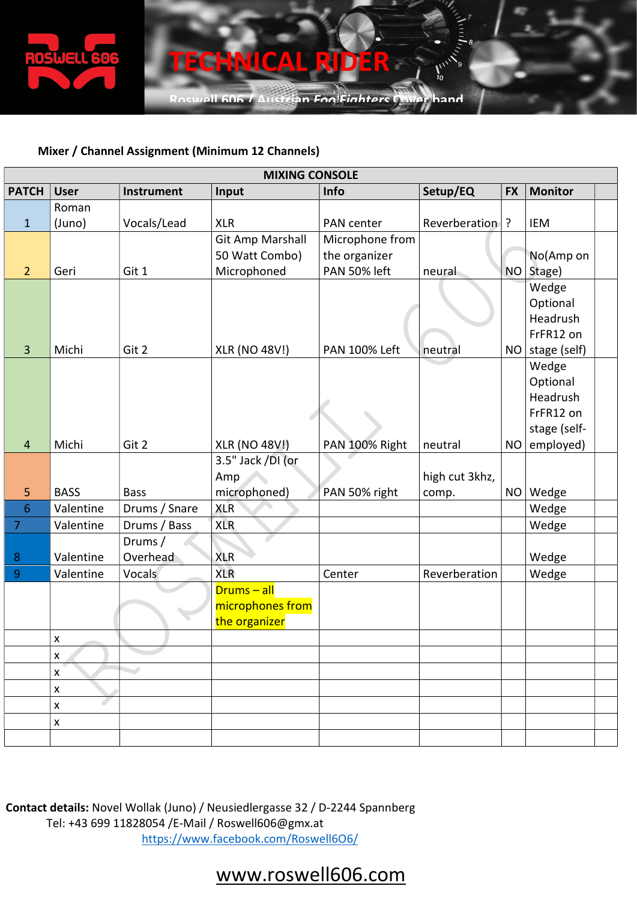# TECHNICAL RIDER

Roswell 606 / Austrian FooFighters Cover band

**Mixer / Channel Assignment (Minimum 12 Channels)**

| MIXING CONSOLE | | | | | | | | |
|---|---|---|---|---|---|---|---|---|
| **PATCH** | **User** | **Instrument** | **Input** | **Info** | **Setup/EQ** | **FX** | **Monitor** | |
| 1 | Roman (Juno) | Vocals/Lead | XLR | PAN center | Reverberation | ? | IEM | |
| 2 | Geri | Git 1 | Git Amp Marshall 50 Watt Combo) Microphoned | Microphone from the organizer PAN 50% left | neural | NO | No(Amp on Stage) | |
| 3 | Michi | Git 2 | XLR (NO 48V!) | PAN 100% Left | neutral | NO | Wedge Optional Headrush FrFR12 on stage (self) | |
| 4 | Michi | Git 2 | XLR (NO 48V!) | PAN 100% Right | neutral | NO | Wedge Optional Headrush FrFR12 on stage (self-employed) | |
| 5 | BASS | Bass | 3.5" Jack /DI (or Amp microphoned) | PAN 50% right | high cut 3khz, comp. | NO | Wedge | |
| 6 | Valentine | Drums / Snare | XLR | | | | Wedge | |
| 7 | Valentine | Drums / Bass | XLR | | | | Wedge | |
| 8 | Valentine | Drums / Overhead | XLR | | | | Wedge | |
| 9 | Valentine | Vocals | XLR | Center | Reverberation | | Wedge | |
| | | | Drums – all microphones from the organizer | | | | | |
| | x | | | | | | | |
| | x | | | | | | | |
| | x | | | | | | | |
| | x | | | | | | | |
| | x | | | | | | | |
| | x | | | | | | | |
| | | | | | | | | |

**Contact details:** Novel Wollak (Juno) / Neusiedlergasse 32 / D-2244 Spannberg
Tel: +43 699 11828054 /E-Mail / Roswell606@gmx.at
https://www.facebook.com/Roswell6O6/

www.roswell606.com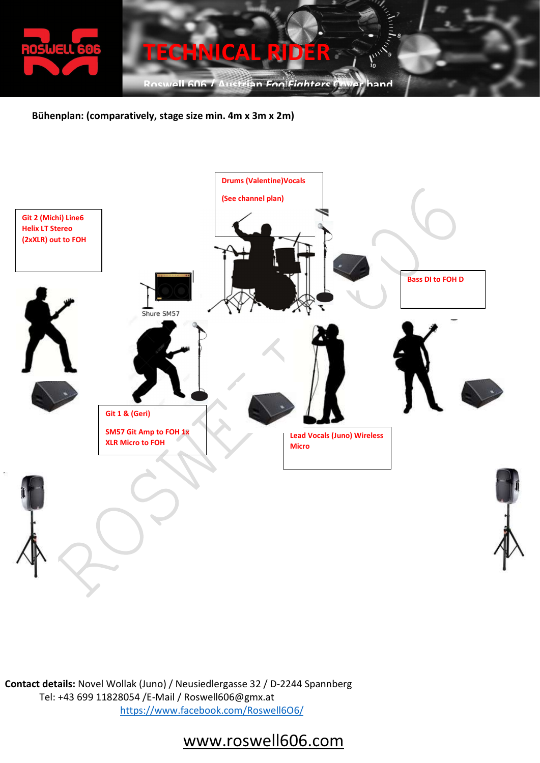# TECHNICAL RIDER

Roswell 606 / Austrian FooFighters Cover band

**Bühenplan: (comparatively, stage size min. 4m x 3m x 2m)**

Drums (Valentine)Vocals

(See channel plan)

Git 2 (Michi) Line6 Helix LT Stereo (2xXLR) out to FOH

Shure SM57

Bass DI to FOH D

Git 1 & (Geri)

SM57 Git Amp to FOH 1x XLR Micro to FOH

Lead Vocals (Juno) Wireless Micro

**Contact details:** Novel Wollak (Juno) / Neusiedlergasse 32 / D-2244 Spannberg
Tel: +43 699 11828054 /E-Mail / Roswell606@gmx.at
https://www.facebook.com/Roswell6O6/

www.roswell606.com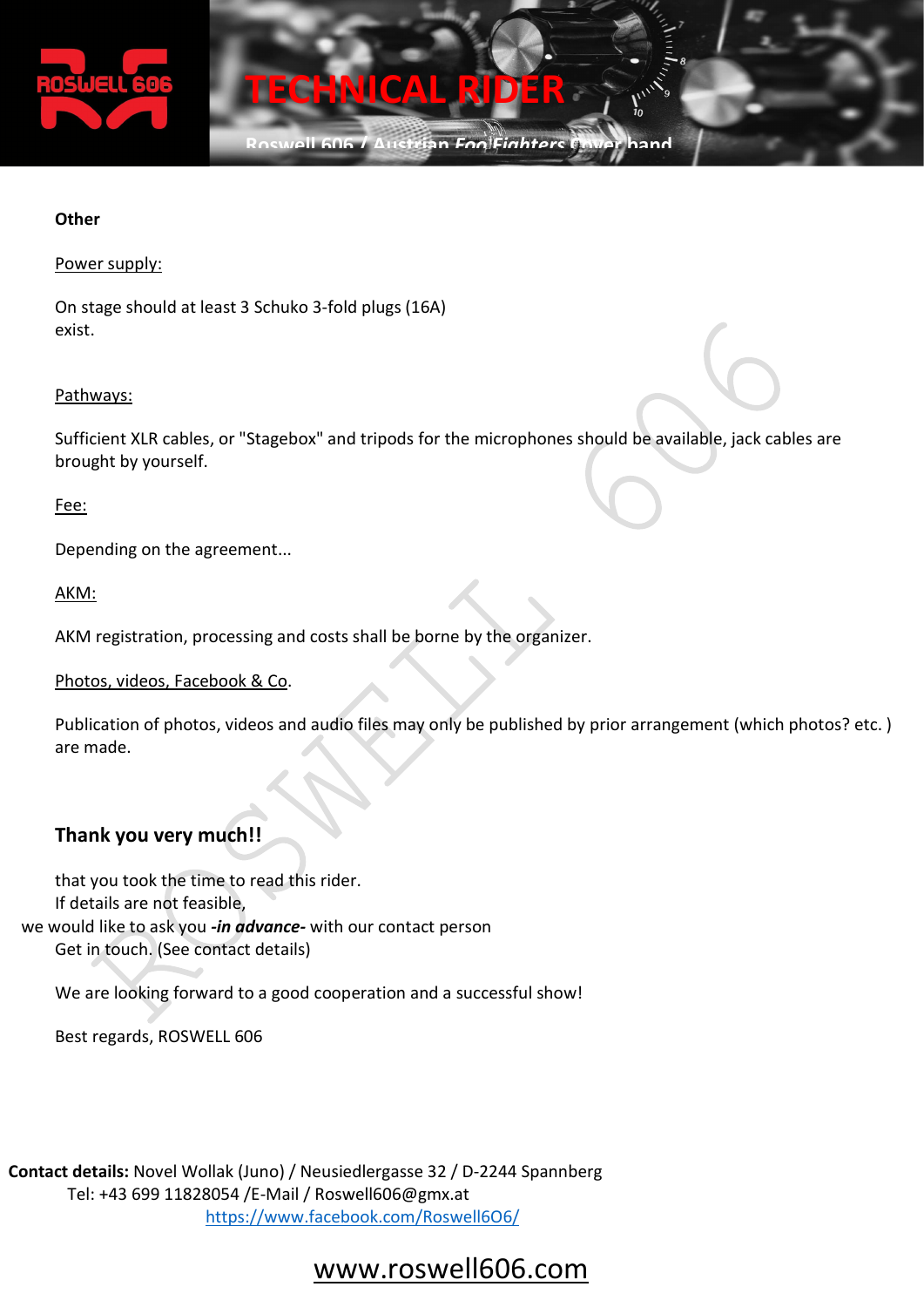### Other

Power supply:

On stage should at least 3 Schuko 3-fold plugs (16A)
exist.

Pathways:

Sufficient XLR cables, or "Stagebox" and tripods for the microphones should be available, jack cables are brought by yourself.

Fee:

Depending on the agreement...

AKM:

AKM registration, processing and costs shall be borne by the organizer.

Photos, videos, Facebook & Co.

Publication of photos, videos and audio files may only be published by prior arrangement (which photos? etc. ) are made.

## Thank you very much!!

that you took the time to read this rider.
If details are not feasible,
we would like to ask you ***-in advance-*** with our contact person
Get in touch. (See contact details)

We are looking forward to a good cooperation and a successful show!

Best regards, ROSWELL 606

**Contact details:** Novel Wollak (Juno) / Neusiedlergasse 32 / D-2244 Spannberg
Tel: +43 699 11828054 /E-Mail / Roswell606@gmx.at
https://www.facebook.com/Roswell6O6/

www.roswell606.com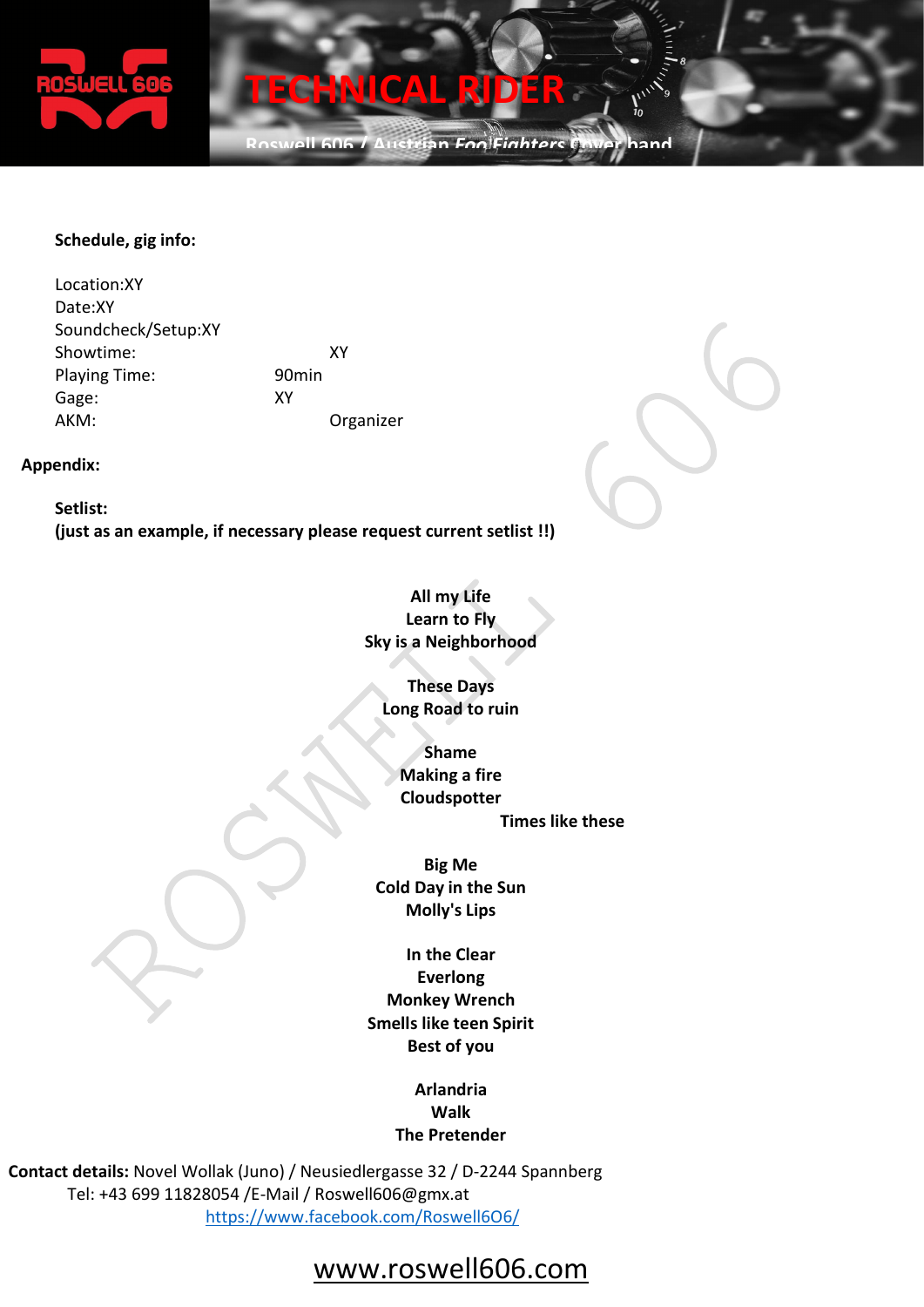# TECHNICAL RIDER

Roswell 606 / Austrian FooFighters Cover band

**Schedule, gig info:**

Location:XY
Date:XY
Soundcheck/Setup:XY
Showtime: XY
Playing Time: 90min
Gage: XY
AKM: Organizer

**Appendix:**

**Setlist:**
**(just as an example, if necessary please request current setlist !!)**

**All my Life**
**Learn to Fly**
**Sky is a Neighborhood**

**These Days**
**Long Road to ruin**

**Shame**
**Making a fire**
**Cloudspotter**
**Times like these**

**Big Me**
**Cold Day in the Sun**
**Molly's Lips**

**In the Clear**
**Everlong**
**Monkey Wrench**
**Smells like teen Spirit**
**Best of you**

**Arlandria**
**Walk**
**The Pretender**

**Contact details:** Novel Wollak (Juno) / Neusiedlergasse 32 / D-2244 Spannberg
Tel: +43 699 11828054 /E-Mail / Roswell606@gmx.at
https://www.facebook.com/Roswell6O6/

www.roswell606.com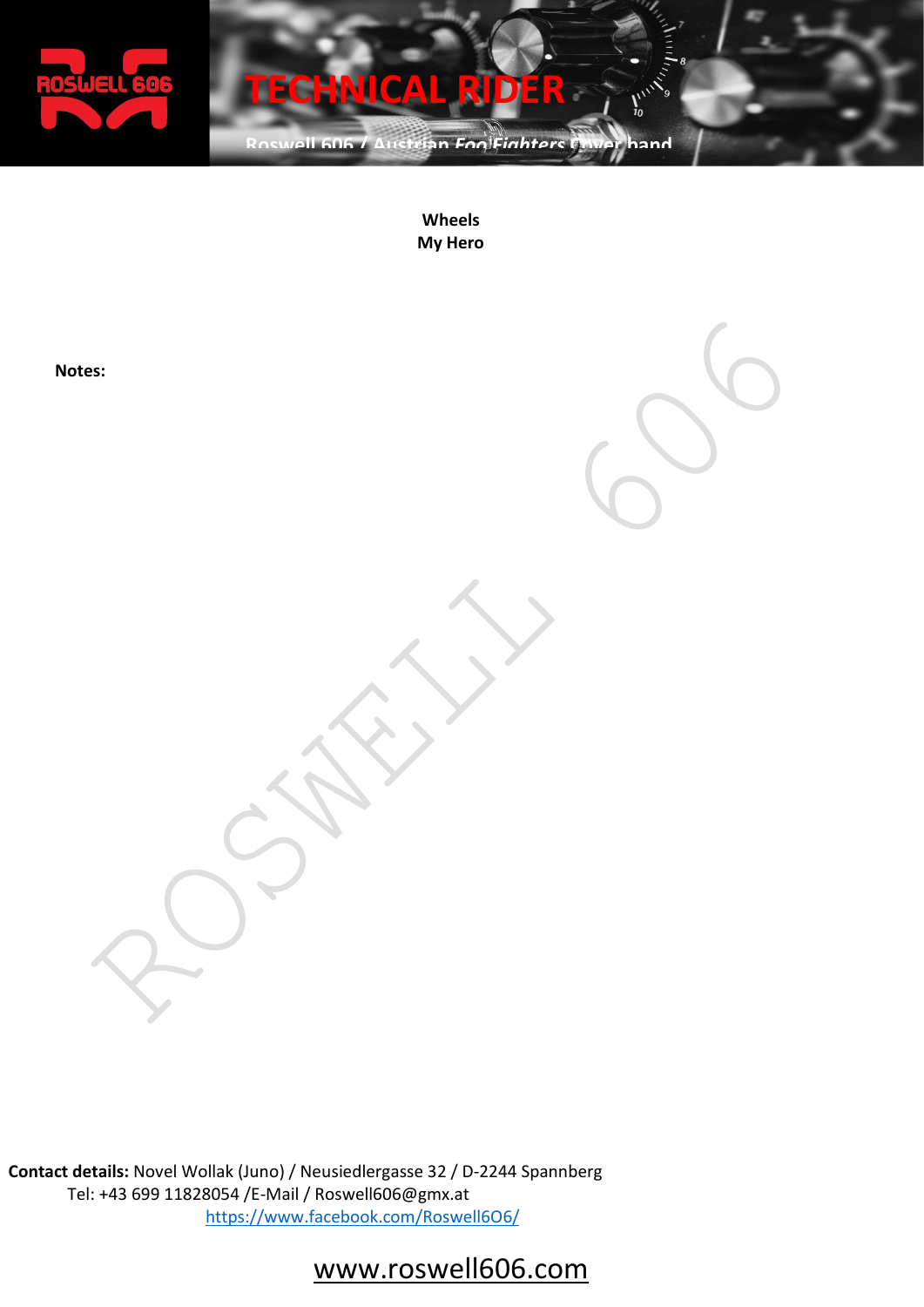**Wheels**
**My Hero**

**Notes:**

**Contact details:** Novel Wollak (Juno) / Neusiedlergasse 32 / D-2244 Spannberg
Tel: +43 699 11828054 /E-Mail / Roswell606@gmx.at
https://www.facebook.com/Roswell6O6/

www.roswell606.com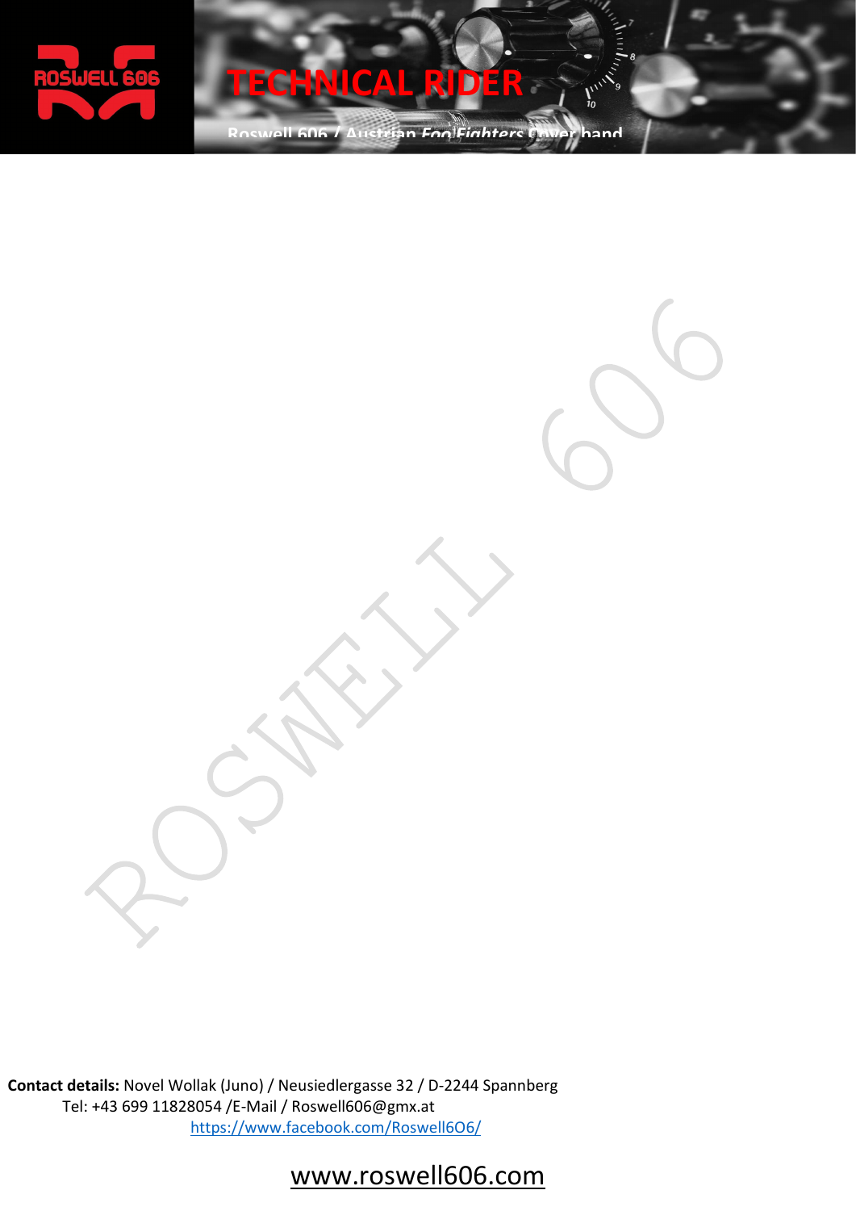# TECHNICAL RIDER

Roswell 606 / Austrian *Foo Fighters* Cover band

**Contact details:** Novel Wollak (Juno) / Neusiedlergasse 32 / D-2244 Spannberg
Tel: +43 699 11828054 /E-Mail / Roswell606@gmx.at
https://www.facebook.com/Roswell6O6/

www.roswell606.com